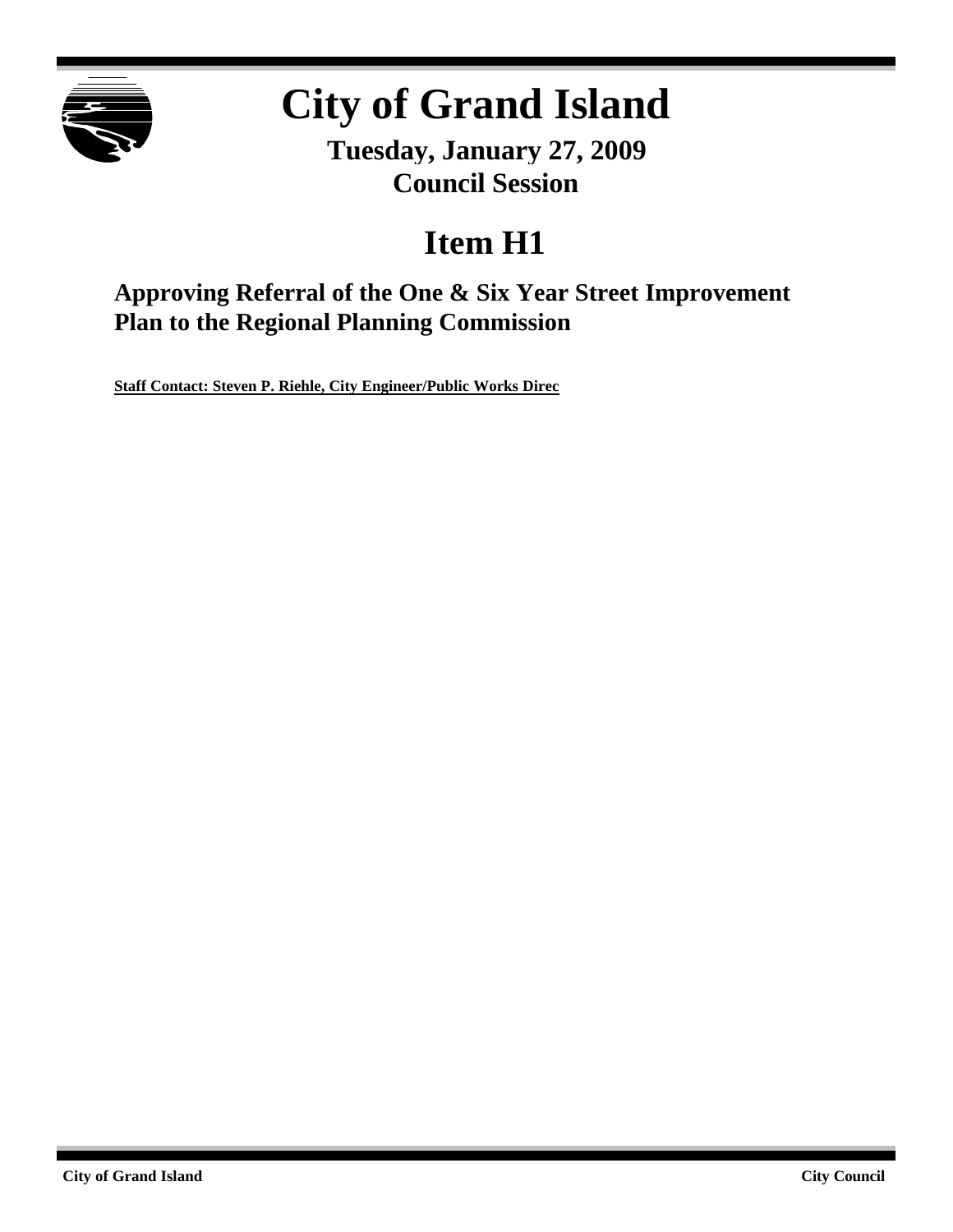# City of Grand Island

**Tuesday, January 27, 2009**
**Council Session**

# Item H1

## Approving Referral of the One & Six Year Street Improvement Plan to the Regional Planning Commission

**Staff Contact: Steven P. Riehle, City Engineer/Public Works Direc**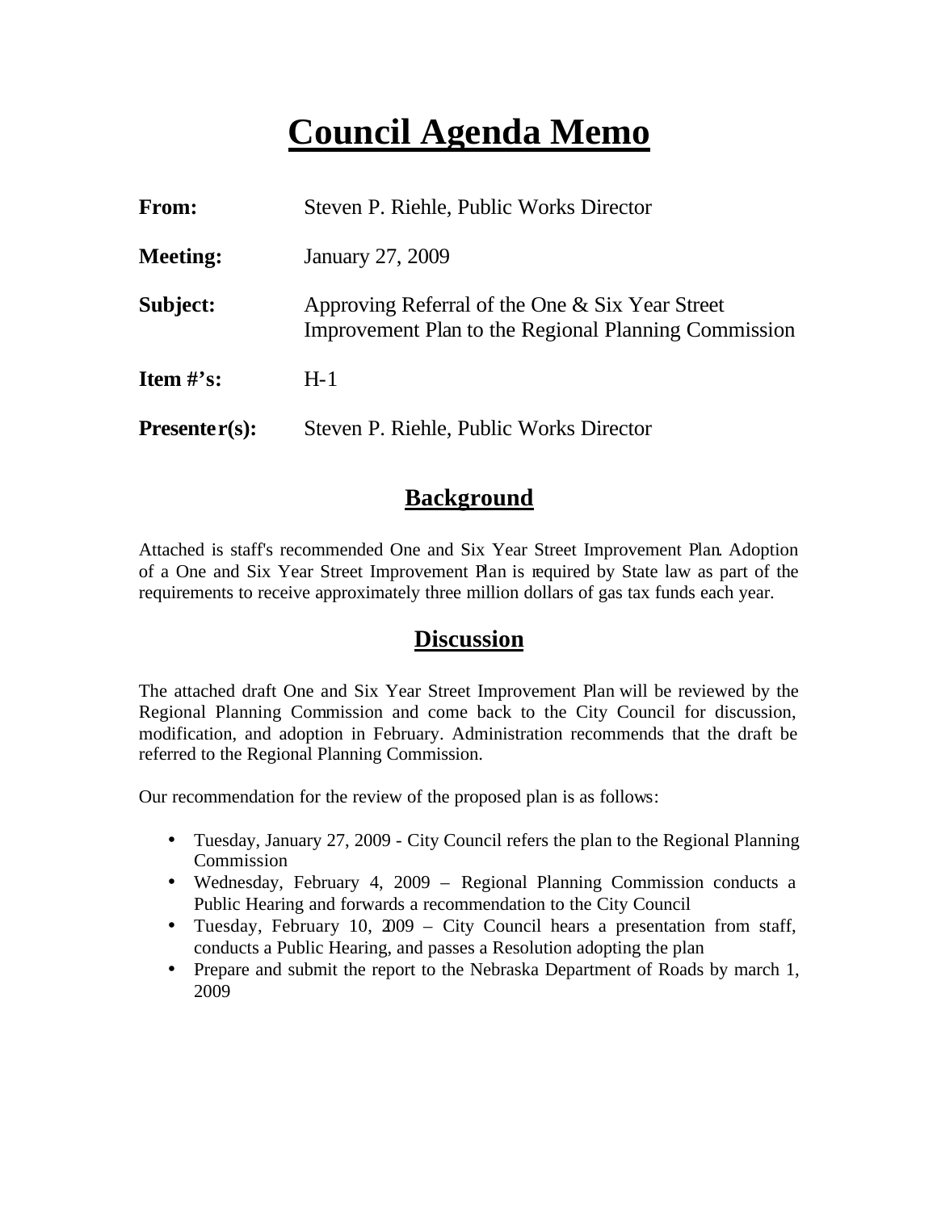# Council Agenda Memo

| | |
|---|---|
| **From:** | Steven P. Riehle, Public Works Director |
| **Meeting:** | January 27, 2009 |
| **Subject:** | Approving Referral of the One & Six Year Street Improvement Plan to the Regional Planning Commission |
| **Item #'s:** | H-1 |
| **Presenter(s):** | Steven P. Riehle, Public Works Director |

## Background

Attached is staff's recommended One and Six Year Street Improvement Plan. Adoption of a One and Six Year Street Improvement Plan is required by State law as part of the requirements to receive approximately three million dollars of gas tax funds each year.

## Discussion

The attached draft One and Six Year Street Improvement Plan will be reviewed by the Regional Planning Commission and come back to the City Council for discussion, modification, and adoption in February. Administration recommends that the draft be referred to the Regional Planning Commission.

Our recommendation for the review of the proposed plan is as follows:

- Tuesday, January 27, 2009 - City Council refers the plan to the Regional Planning Commission
- Wednesday, February 4, 2009 – Regional Planning Commission conducts a Public Hearing and forwards a recommendation to the City Council
- Tuesday, February 10, 2009 – City Council hears a presentation from staff, conducts a Public Hearing, and passes a Resolution adopting the plan
- Prepare and submit the report to the Nebraska Department of Roads by march 1, 2009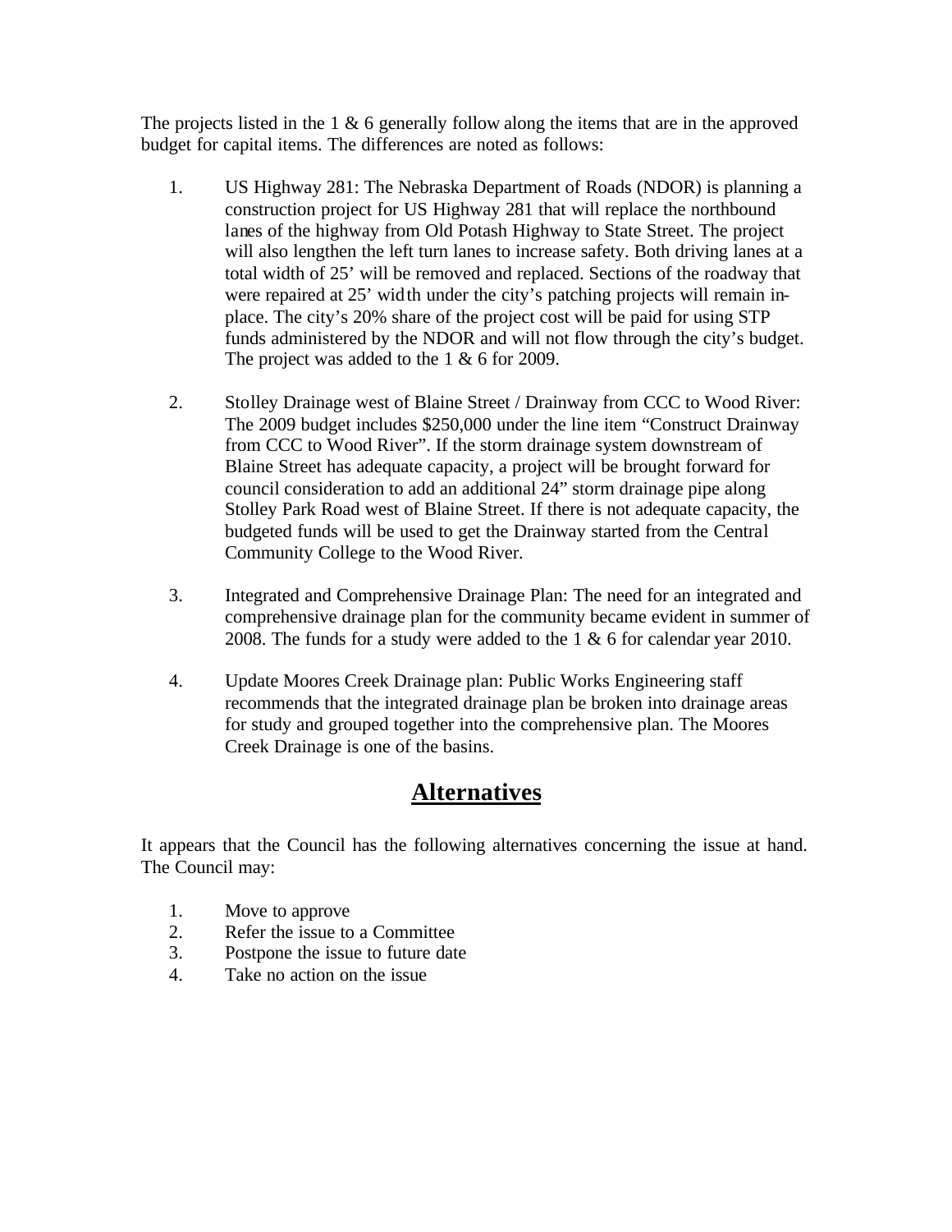The projects listed in the 1 & 6 generally follow along the items that are in the approved budget for capital items. The differences are noted as follows:

1. US Highway 281: The Nebraska Department of Roads (NDOR) is planning a construction project for US Highway 281 that will replace the northbound lanes of the highway from Old Potash Highway to State Street. The project will also lengthen the left turn lanes to increase safety. Both driving lanes at a total width of 25' will be removed and replaced. Sections of the roadway that were repaired at 25' width under the city's patching projects will remain in-place. The city's 20% share of the project cost will be paid for using STP funds administered by the NDOR and will not flow through the city's budget. The project was added to the 1 & 6 for 2009.

2. Stolley Drainage west of Blaine Street / Drainway from CCC to Wood River: The 2009 budget includes $250,000 under the line item "Construct Drainway from CCC to Wood River". If the storm drainage system downstream of Blaine Street has adequate capacity, a project will be brought forward for council consideration to add an additional 24" storm drainage pipe along Stolley Park Road west of Blaine Street. If there is not adequate capacity, the budgeted funds will be used to get the Drainway started from the Central Community College to the Wood River.

3. Integrated and Comprehensive Drainage Plan: The need for an integrated and comprehensive drainage plan for the community became evident in summer of 2008. The funds for a study were added to the 1 & 6 for calendar year 2010.

4. Update Moores Creek Drainage plan: Public Works Engineering staff recommends that the integrated drainage plan be broken into drainage areas for study and grouped together into the comprehensive plan. The Moores Creek Drainage is one of the basins.

## Alternatives

It appears that the Council has the following alternatives concerning the issue at hand. The Council may:

1. Move to approve
2. Refer the issue to a Committee
3. Postpone the issue to future date
4. Take no action on the issue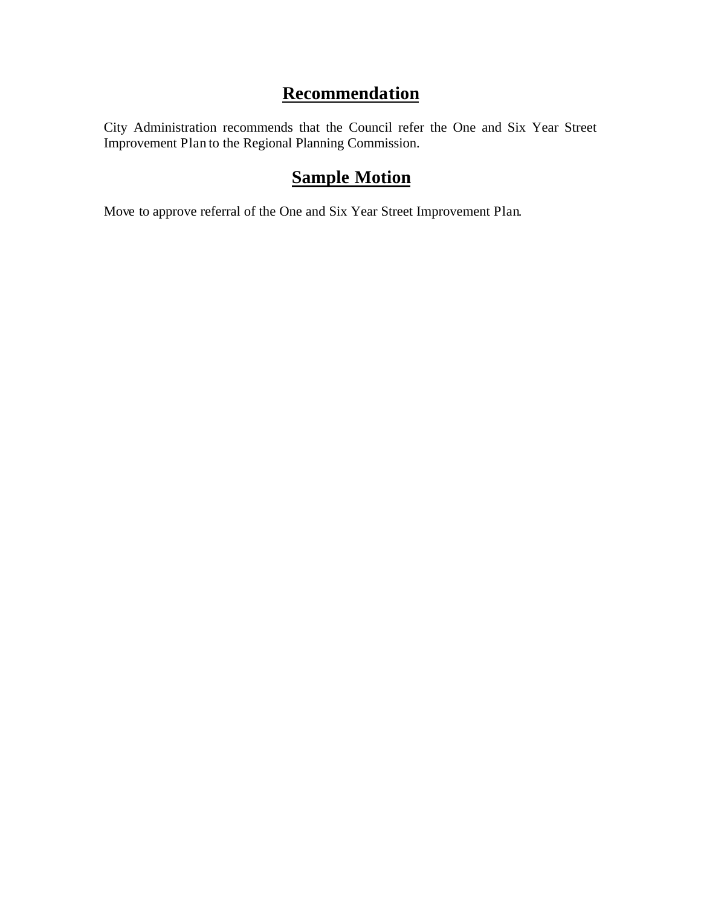## Recommendation

City Administration recommends that the Council refer the One and Six Year Street Improvement Plan to the Regional Planning Commission.

## Sample Motion

Move to approve referral of the One and Six Year Street Improvement Plan.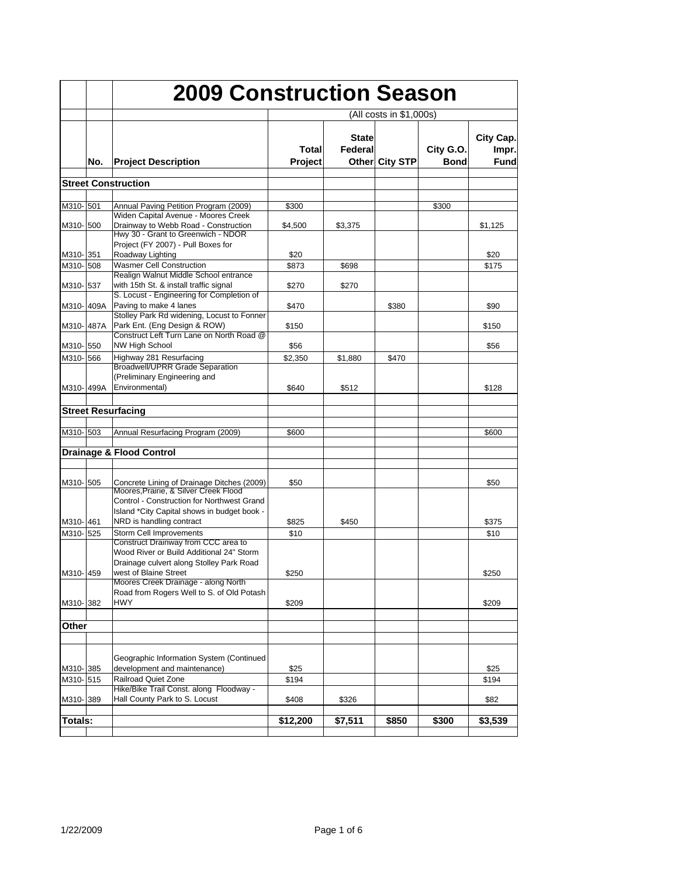# 2009 Construction Season

(All costs in $1,000s)

| | No. | Project Description | Total Project | State Federal Other | City STP | City G.O. Bond | City Cap. Impr. Fund |
|---|---|---|---|---|---|---|---|
| **Street Construction** | | | | | | | |
| M310- | 501 | Annual Paving Petition Program (2009) | $300 | | | $300 | |
| M310- | 500 | Widen Capital Avenue - Moores Creek Drainway to Webb Road - Construction | $4,500 | $3,375 | | | $1,125 |
| M310- | 351 | Hwy 30 - Grant to Greenwich - NDOR Project (FY 2007) - Pull Boxes for Roadway Lighting | $20 | | | | $20 |
| M310- | 508 | Wasmer Cell Construction | $873 | $698 | | | $175 |
| M310- | 537 | Realign Walnut Middle School entrance with 15th St. & install traffic signal | $270 | $270 | | | |
| M310- | 409A | S. Locust - Engineering for Completion of Paving to make 4 lanes | $470 | | $380 | | $90 |
| M310- | 487A | Stolley Park Rd widening, Locust to Fonner Park Ent. (Eng Design & ROW) | $150 | | | | $150 |
| M310- | 550 | Construct Left Turn Lane on North Road @ NW High School | $56 | | | | $56 |
| M310- | 566 | Highway 281 Resurfacing | $2,350 | $1,880 | $470 | | |
| M310- | 499A | Broadwell/UPRR Grade Separation (Preliminary Engineering and Environmental) | $640 | $512 | | | $128 |
| **Street Resurfacing** | | | | | | | |
| M310- | 503 | Annual Resurfacing Program (2009) | $600 | | | | $600 |
| **Drainage & Flood Control** | | | | | | | |
| M310- | 505 | Concrete Lining of Drainage Ditches (2009) | $50 | | | | $50 |
| M310- | 461 | Moores,Prairie, & Silver Creek Flood Control - Construction for Northwest Grand Island *City Capital shows in budget book - NRD is handling contract | $825 | $450 | | | $375 |
| M310- | 525 | Storm Cell Improvements | $10 | | | | $10 |
| M310- | 459 | Construct Drainway from CCC area to Wood River or Build Additional 24" Storm Drainage culvert along Stolley Park Road west of Blaine Street | $250 | | | | $250 |
| M310- | 382 | Moores Creek Drainage - along North Road from Rogers Well to S. of Old Potash HWY | $209 | | | | $209 |
| **Other** | | | | | | | |
| M310- | 385 | Geographic Information System (Continued development and maintenance) | $25 | | | | $25 |
| M310- | 515 | Railroad Quiet Zone | $194 | | | | $194 |
| M310- | 389 | Hike/Bike Trail Const. along Floodway - Hall County Park to S. Locust | $408 | $326 | | | $82 |
| **Totals:** | | | **$12,200** | **$7,511** | **$850** | **$300** | **$3,539** |

1/22/2009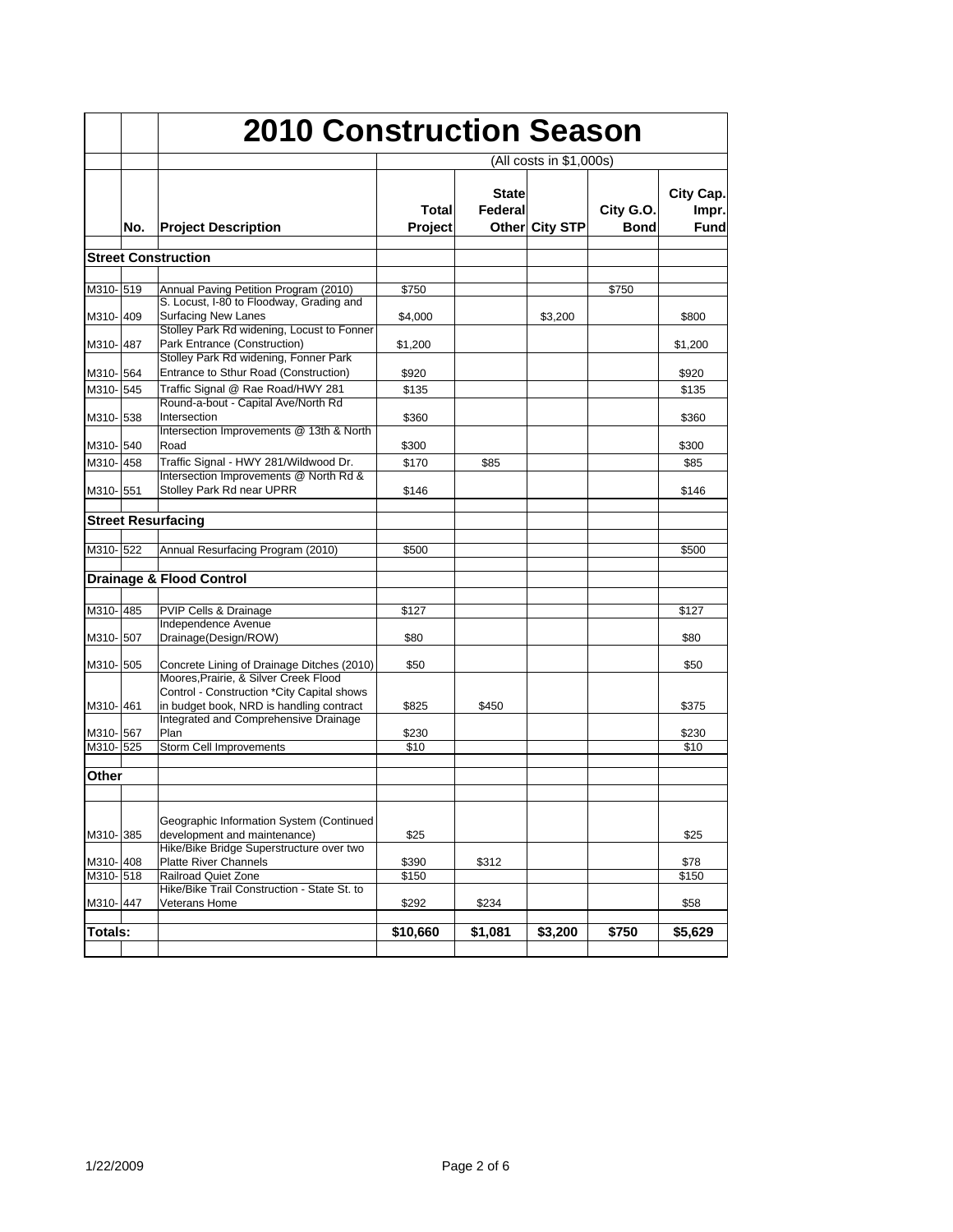# 2010 Construction Season

(All costs in $1,000s)

| | No. | Project Description | Total Project | State Federal Other | City STP | City G.O. Bond | City Cap. Impr. Fund |
|---|---|---|---|---|---|---|---|
| **Street Construction** | | | | | | | |
| M310- | 519 | Annual Paving Petition Program (2010) | $750 | | | $750 | |
| M310- | 409 | S. Locust, I-80 to Floodway, Grading and Surfacing New Lanes | $4,000 | | $3,200 | | $800 |
| M310- | 487 | Stolley Park Rd widening, Locust to Fonner Park Entrance (Construction) | $1,200 | | | | $1,200 |
| M310- | 564 | Stolley Park Rd widening, Fonner Park Entrance to Sthur Road (Construction) | $920 | | | | $920 |
| M310- | 545 | Traffic Signal @ Rae Road/HWY 281 | $135 | | | | $135 |
| M310- | 538 | Round-a-bout - Capital Ave/North Rd Intersection | $360 | | | | $360 |
| M310- | 540 | Intersection Improvements @ 13th & North Road | $300 | | | | $300 |
| M310- | 458 | Traffic Signal - HWY 281/Wildwood Dr. | $170 | $85 | | | $85 |
| M310- | 551 | Intersection Improvements @ North Rd & Stolley Park Rd near UPRR | $146 | | | | $146 |
| **Street Resurfacing** | | | | | | | |
| M310- | 522 | Annual Resurfacing Program (2010) | $500 | | | | $500 |
| **Drainage & Flood Control** | | | | | | | |
| M310- | 485 | PVIP Cells & Drainage | $127 | | | | $127 |
| M310- | 507 | Independence Avenue Drainage(Design/ROW) | $80 | | | | $80 |
| M310- | 505 | Concrete Lining of Drainage Ditches (2010) | $50 | | | | $50 |
| M310- | 461 | Moores,Prairie, & Silver Creek Flood Control - Construction *City Capital shows in budget book, NRD is handling contract | $825 | $450 | | | $375 |
| M310- | 567 | Integrated and Comprehensive Drainage Plan | $230 | | | | $230 |
| M310- | 525 | Storm Cell Improvements | $10 | | | | $10 |
| **Other** | | | | | | | |
| M310- | 385 | Geographic Information System (Continued development and maintenance) | $25 | | | | $25 |
| M310- | 408 | Hike/Bike Bridge Superstructure over two Platte River Channels | $390 | $312 | | | $78 |
| M310- | 518 | Railroad Quiet Zone | $150 | | | | $150 |
| M310- | 447 | Hike/Bike Trail Construction - State St. to Veterans Home | $292 | $234 | | | $58 |
| **Totals:** | | | **$10,660** | **$1,081** | **$3,200** | **$750** | **$5,629** |

1/22/2009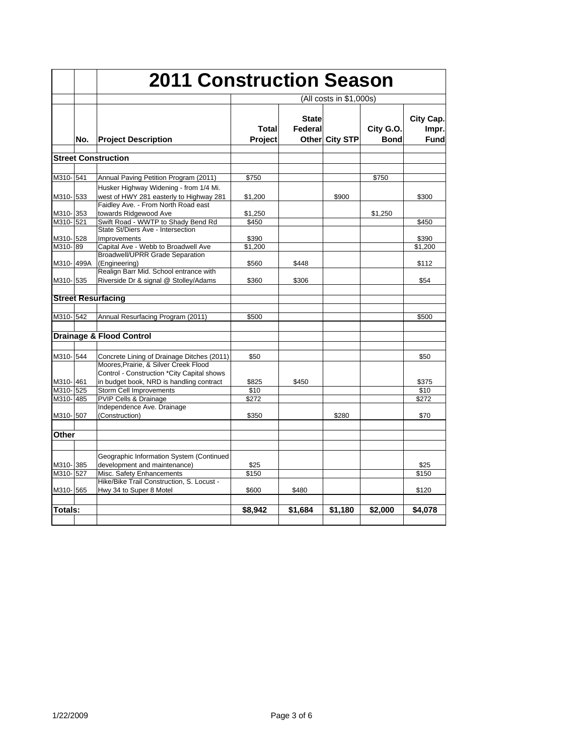# 2011 Construction Season

(All costs in $1,000s)

| | No. | Project Description | Total Project | State Federal Other | City STP | City G.O. Bond | City Cap. Impr. Fund |
|---|---|---|---|---|---|---|---|
| **Street Construction** | | | | | | | |
| M310- | 541 | Annual Paving Petition Program (2011) | $750 | | | $750 | |
| M310- | 533 | Husker Highway Widening - from 1/4 Mi. west of HWY 281 easterly to Highway 281 | $1,200 | | $900 | | $300 |
| M310- | 353 | Faidley Ave. - From North Road east towards Ridgewood Ave | $1,250 | | | $1,250 | |
| M310- | 521 | Swift Road - WWTP to Shady Bend Rd | $450 | | | | $450 |
| M310- | 528 | State St/Diers Ave - Intersection Improvements | $390 | | | | $390 |
| M310- | 89 | Capital Ave - Webb to Broadwell Ave | $1,200 | | | | $1,200 |
| M310- | 499A | Broadwell/UPRR Grade Separation (Engineering) | $560 | $448 | | | $112 |
| M310- | 535 | Realign Barr Mid. School entrance with Riverside Dr & signal @ Stolley/Adams | $360 | $306 | | | $54 |
| **Street Resurfacing** | | | | | | | |
| M310- | 542 | Annual Resurfacing Program (2011) | $500 | | | | $500 |
| **Drainage & Flood Control** | | | | | | | |
| M310- | 544 | Concrete Lining of Drainage Ditches (2011) | $50 | | | | $50 |
| M310- | 461 | Moores,Prairie, & Silver Creek Flood Control - Construction *City Capital shows in budget book, NRD is handling contract | $825 | $450 | | | $375 |
| M310- | 525 | Storm Cell Improvements | $10 | | | | $10 |
| M310- | 485 | PVIP Cells & Drainage | $272 | | | | $272 |
| M310- | 507 | Independence Ave. Drainage (Construction) | $350 | | $280 | | $70 |
| **Other** | | | | | | | |
| M310- | 385 | Geographic Information System (Continued development and maintenance) | $25 | | | | $25 |
| M310- | 527 | Misc. Safety Enhancements | $150 | | | | $150 |
| M310- | 565 | Hike/Bike Trail Construction, S. Locust - Hwy 34 to Super 8 Motel | $600 | $480 | | | $120 |
| **Totals:** | | | **$8,942** | **$1,684** | **$1,180** | **$2,000** | **$4,078** |

1/22/2009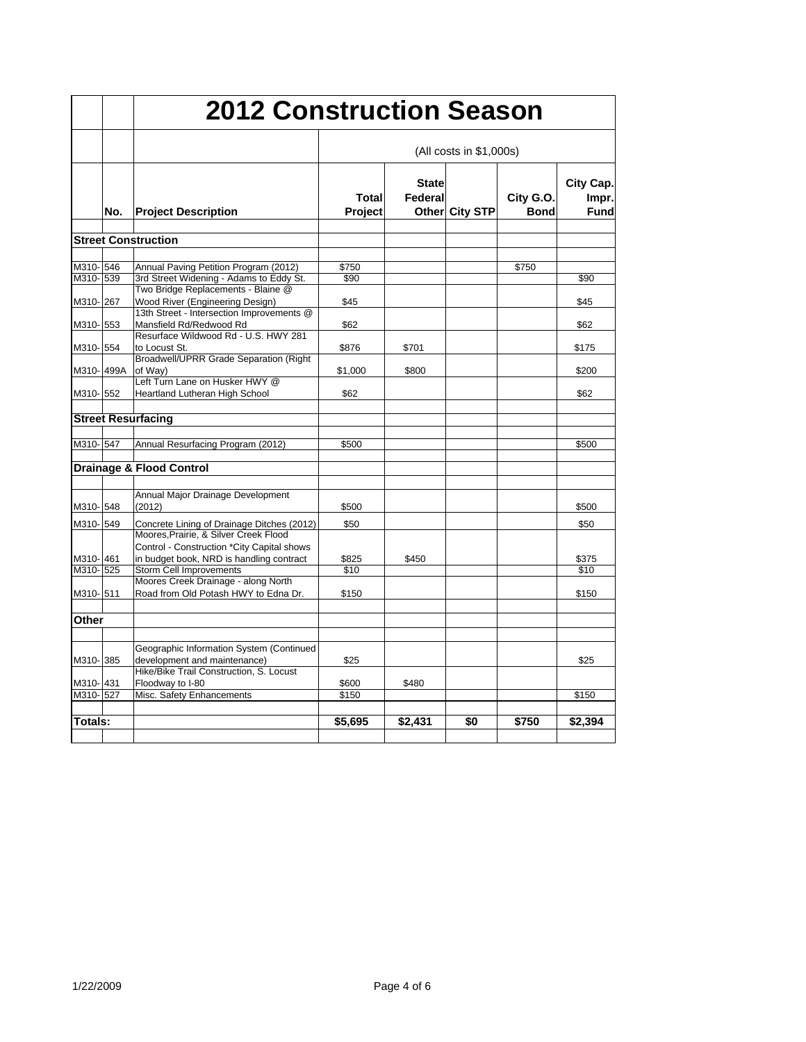# 2012 Construction Season

(All costs in $1,000s)

| | No. | Project Description | Total Project | State Federal Other | City STP | City G.O. Bond | City Cap. Impr. Fund |
|---|---|---|---|---|---|---|---|
| **Street Construction** | | | | | | | |
| M310- | 546 | Annual Paving Petition Program (2012) | $750 | | | $750 | |
| M310- | 539 | 3rd Street Widening - Adams to Eddy St. | $90 | | | | $90 |
| M310- | 267 | Two Bridge Replacements - Blaine @ Wood River (Engineering Design) | $45 | | | | $45 |
| M310- | 553 | 13th Street - Intersection Improvements @ Mansfield Rd/Redwood Rd | $62 | | | | $62 |
| M310- | 554 | Resurface Wildwood Rd - U.S. HWY 281 to Locust St. | $876 | $701 | | | $175 |
| M310- | 499A | Broadwell/UPRR Grade Separation (Right of Way) | $1,000 | $800 | | | $200 |
| M310- | 552 | Left Turn Lane on Husker HWY @ Heartland Lutheran High School | $62 | | | | $62 |
| **Street Resurfacing** | | | | | | | |
| M310- | 547 | Annual Resurfacing Program (2012) | $500 | | | | $500 |
| **Drainage & Flood Control** | | | | | | | |
| M310- | 548 | Annual Major Drainage Development (2012) | $500 | | | | $500 |
| M310- | 549 | Concrete Lining of Drainage Ditches (2012) | $50 | | | | $50 |
| M310- | 461 | Moores,Prairie, & Silver Creek Flood Control - Construction *City Capital shows in budget book, NRD is handling contract | $825 | $450 | | | $375 |
| M310- | 525 | Storm Cell Improvements | $10 | | | | $10 |
| M310- | 511 | Moores Creek Drainage - along North Road from Old Potash HWY to Edna Dr. | $150 | | | | $150 |
| **Other** | | | | | | | |
| M310- | 385 | Geographic Information System (Continued development and maintenance) | $25 | | | | $25 |
| M310- | 431 | Hike/Bike Trail Construction, S. Locust Floodway to I-80 | $600 | $480 | | | |
| M310- | 527 | Misc. Safety Enhancements | $150 | | | | $150 |
| **Totals:** | | | **$5,695** | **$2,431** | **$0** | **$750** | **$2,394** |

1/22/2009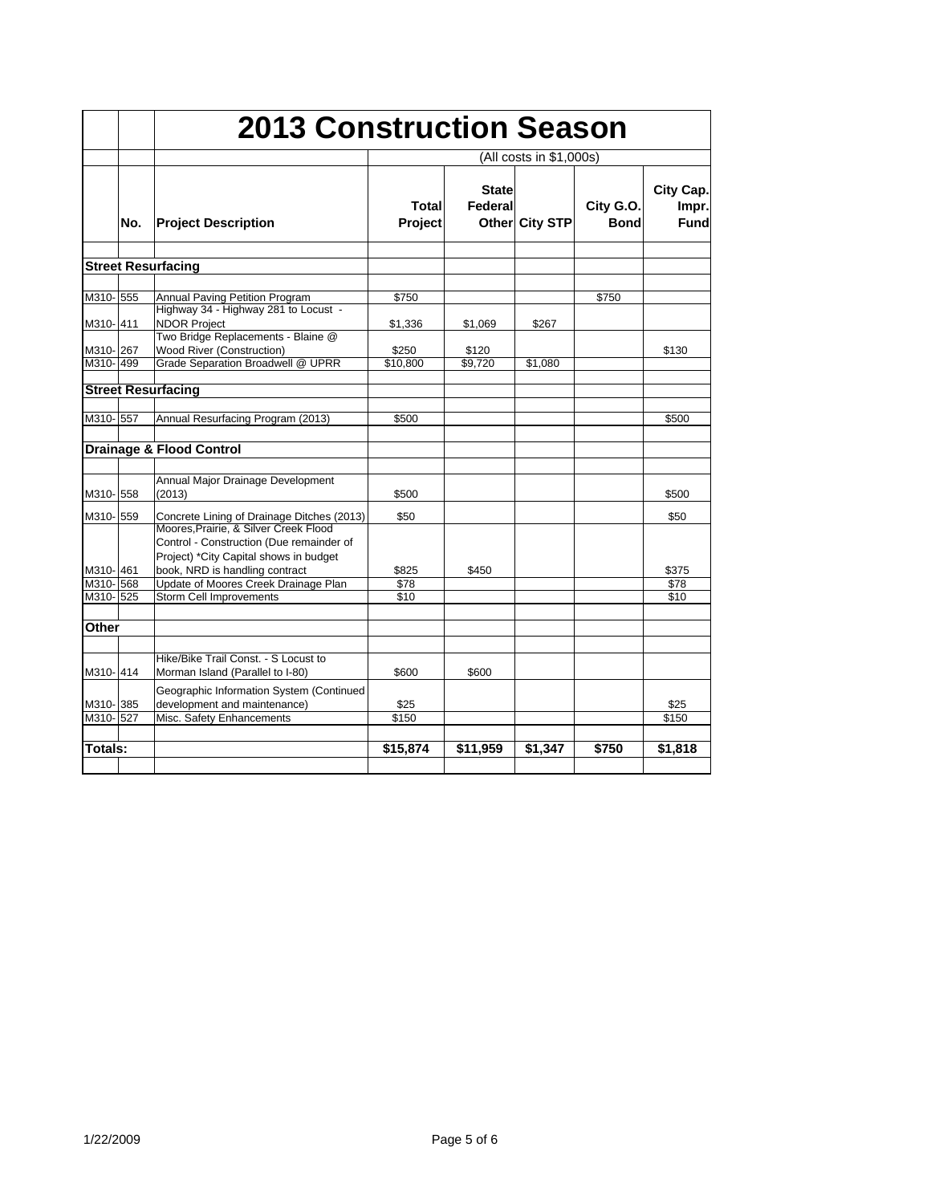# 2013 Construction Season

| | No. | Project Description | Total Project | State Federal Other | City STP | City G.O. Bond | City Cap. Impr. Fund |
|---|---|---|---|---|---|---|---|
| | | | (All costs in $1,000s) | | | | |
| **Street Resurfacing** | | | | | | | |
| M310- | 555 | Annual Paving Petition Program | $750 | | | $750 | |
| M310- | 411 | Highway 34 - Highway 281 to Locust - NDOR Project | $1,336 | $1,069 | $267 | | |
| M310- | 267 | Two Bridge Replacements - Blaine @ Wood River (Construction) | $250 | $120 | | | $130 |
| M310- | 499 | Grade Separation Broadwell @ UPRR | $10,800 | $9,720 | $1,080 | | |
| **Street Resurfacing** | | | | | | | |
| M310- | 557 | Annual Resurfacing Program (2013) | $500 | | | | $500 |
| **Drainage & Flood Control** | | | | | | | |
| M310- | 558 | Annual Major Drainage Development (2013) | $500 | | | | $500 |
| M310- | 559 | Concrete Lining of Drainage Ditches (2013) | $50 | | | | $50 |
| M310- | 461 | Moores,Prairie, & Silver Creek Flood Control - Construction (Due remainder of Project) *City Capital shows in budget book, NRD is handling contract | $825 | $450 | | | $375 |
| M310- | 568 | Update of Moores Creek Drainage Plan | $78 | | | | $78 |
| M310- | 525 | Storm Cell Improvements | $10 | | | | $10 |
| **Other** | | | | | | | |
| M310- | 414 | Hike/Bike Trail Const. - S Locust to Morman Island (Parallel to I-80) | $600 | $600 | | | |
| M310- | 385 | Geographic Information System (Continued development and maintenance) | $25 | | | | $25 |
| M310- | 527 | Misc. Safety Enhancements | $150 | | | | $150 |
| **Totals:** | | | **$15,874** | **$11,959** | **$1,347** | **$750** | **$1,818** |

1/22/2009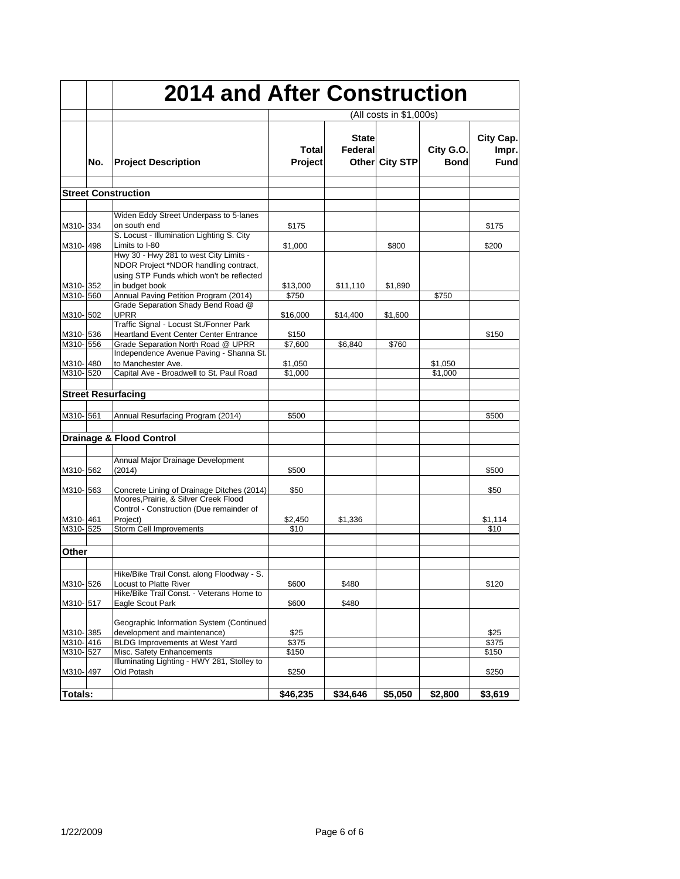# 2014 and After Construction

(All costs in $1,000s)

| | No. | Project Description | Total Project | State Federal Other | City STP | City G.O. Bond | City Cap. Impr. Fund |
|---|---|---|---|---|---|---|---|
| **Street Construction** | | | | | | | |
| M310- | 334 | Widen Eddy Street Underpass to 5-lanes on south end | $175 | | | | $175 |
| M310- | 498 | S. Locust - Illumination Lighting S. City Limits to I-80 | $1,000 | | $800 | | $200 |
| M310- | 352 | Hwy 30 - Hwy 281 to west City Limits - NDOR Project *NDOR handling contract, using STP Funds which won't be reflected in budget book | $13,000 | $11,110 | $1,890 | | |
| M310- | 560 | Annual Paving Petition Program (2014) | $750 | | | $750 | |
| M310- | 502 | Grade Separation Shady Bend Road @ UPRR | $16,000 | $14,400 | $1,600 | | |
| M310- | 536 | Traffic Signal - Locust St./Fonner Park Heartland Event Center Center Entrance | $150 | | | | $150 |
| M310- | 556 | Grade Separation North Road @ UPRR | $7,600 | $6,840 | $760 | | |
| M310- | 480 | Independence Avenue Paving - Shanna St. to Manchester Ave. | $1,050 | | | $1,050 | |
| M310- | 520 | Capital Ave - Broadwell to St. Paul Road | $1,000 | | | $1,000 | |
| **Street Resurfacing** | | | | | | | |
| M310- | 561 | Annual Resurfacing Program (2014) | $500 | | | | $500 |
| **Drainage & Flood Control** | | | | | | | |
| M310- | 562 | Annual Major Drainage Development (2014) | $500 | | | | $500 |
| M310- | 563 | Concrete Lining of Drainage Ditches (2014) | $50 | | | | $50 |
| M310- | 461 | Moores,Prairie, & Silver Creek Flood Control - Construction (Due remainder of Project) | $2,450 | $1,336 | | | $1,114 |
| M310- | 525 | Storm Cell Improvements | $10 | | | | $10 |
| **Other** | | | | | | | |
| M310- | 526 | Hike/Bike Trail Const. along Floodway - S. Locust to Platte River | $600 | $480 | | | $120 |
| M310- | 517 | Hike/Bike Trail Const. - Veterans Home to Eagle Scout Park | $600 | $480 | | | |
| M310- | 385 | Geographic Information System (Continued development and maintenance) | $25 | | | | $25 |
| M310- | 416 | BLDG Improvements at West Yard | $375 | | | | $375 |
| M310- | 527 | Misc. Safety Enhancements | $150 | | | | $150 |
| M310- | 497 | Illuminating Lighting - HWY 281, Stolley to Old Potash | $250 | | | | $250 |
| **Totals:** | | | **$46,235** | **$34,646** | **$5,050** | **$2,800** | **$3,619** |

1/22/2009